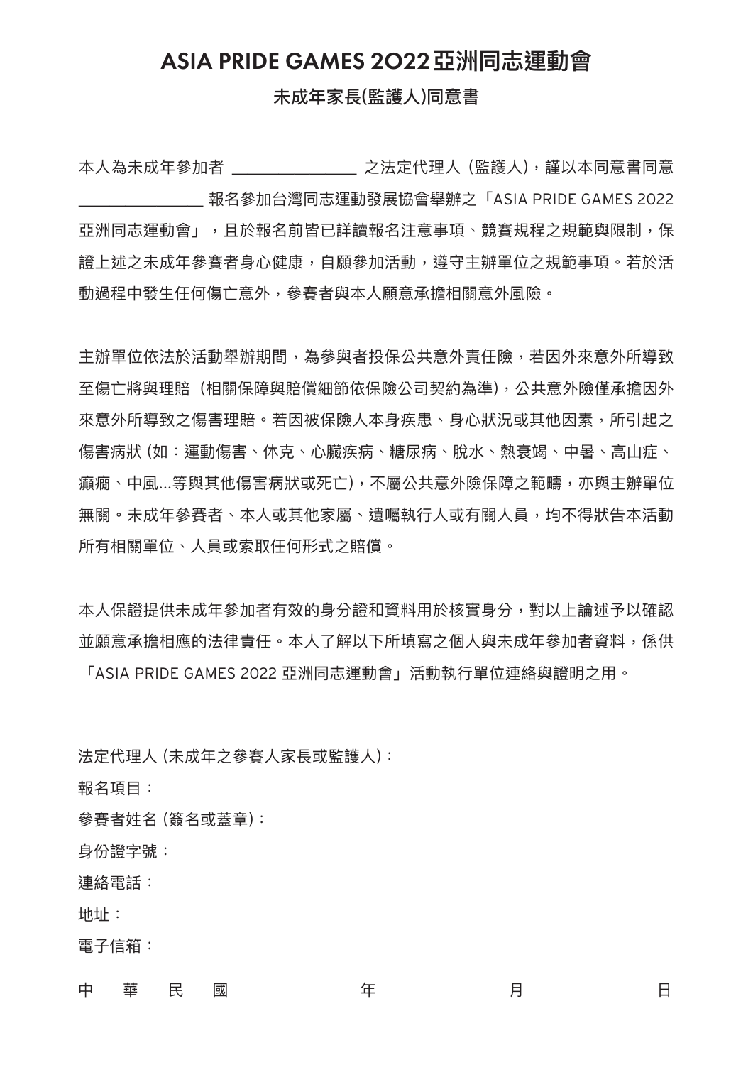# ASIA PRIDE GAMES 2022亞洲同志運動會

## 未成年家長(監護人)同意書

本人為未成年參加者 _______________ 之法定代理人（監護人），謹以本同意書同意 _______________ 報名參加台灣同志運動發展協會舉辦之「ASIA PRIDE GAMES 2022 亞洲同志運動會」，且於報名前皆已詳讀報名注意事項、競賽規程之規範與限制，保證上述之未成年參賽者身心健康，自願參加活動，遵守主辦單位之規範事項。若於活動過程中發生任何傷亡意外，參賽者與本人願意承擔相關意外風險。

主辦單位依法於活動舉辦期間，為參與者投保公共意外責任險，若因外來意外所導致至傷亡將與理賠（相關保障與賠償細節依保險公司契約為準），公共意外險僅承擔因外來意外所導致之傷害理賠。若因被保險人本身疾患、身心狀況或其他因素，所引起之傷害病狀 (如：運動傷害、休克、心臟疾病、糖尿病、脫水、熱衰竭、中暑、高山症、癲癇、中風...等與其他傷害病狀或死亡)，不屬公共意外險保障之範疇，亦與主辦單位無關。未成年參賽者、本人或其他家屬、遺囑執行人或有關人員，均不得狀告本活動所有相關單位、人員或索取任何形式之賠償。

本人保證提供未成年參加者有效的身分證和資料用於核實身分，對以上論述予以確認並願意承擔相應的法律責任。本人了解以下所填寫之個人與未成年參加者資料，係供「ASIA PRIDE GAMES 2022 亞洲同志運動會」活動執行單位連絡與證明之用。

法定代理人 (未成年之參賽人家長或監護人)：

報名項目：

參賽者姓名 (簽名或蓋章)：

身份證字號：

連絡電話：

地址：

電子信箱：

中　華　民　國　　　　　　年　　　　　　月　　　　　　日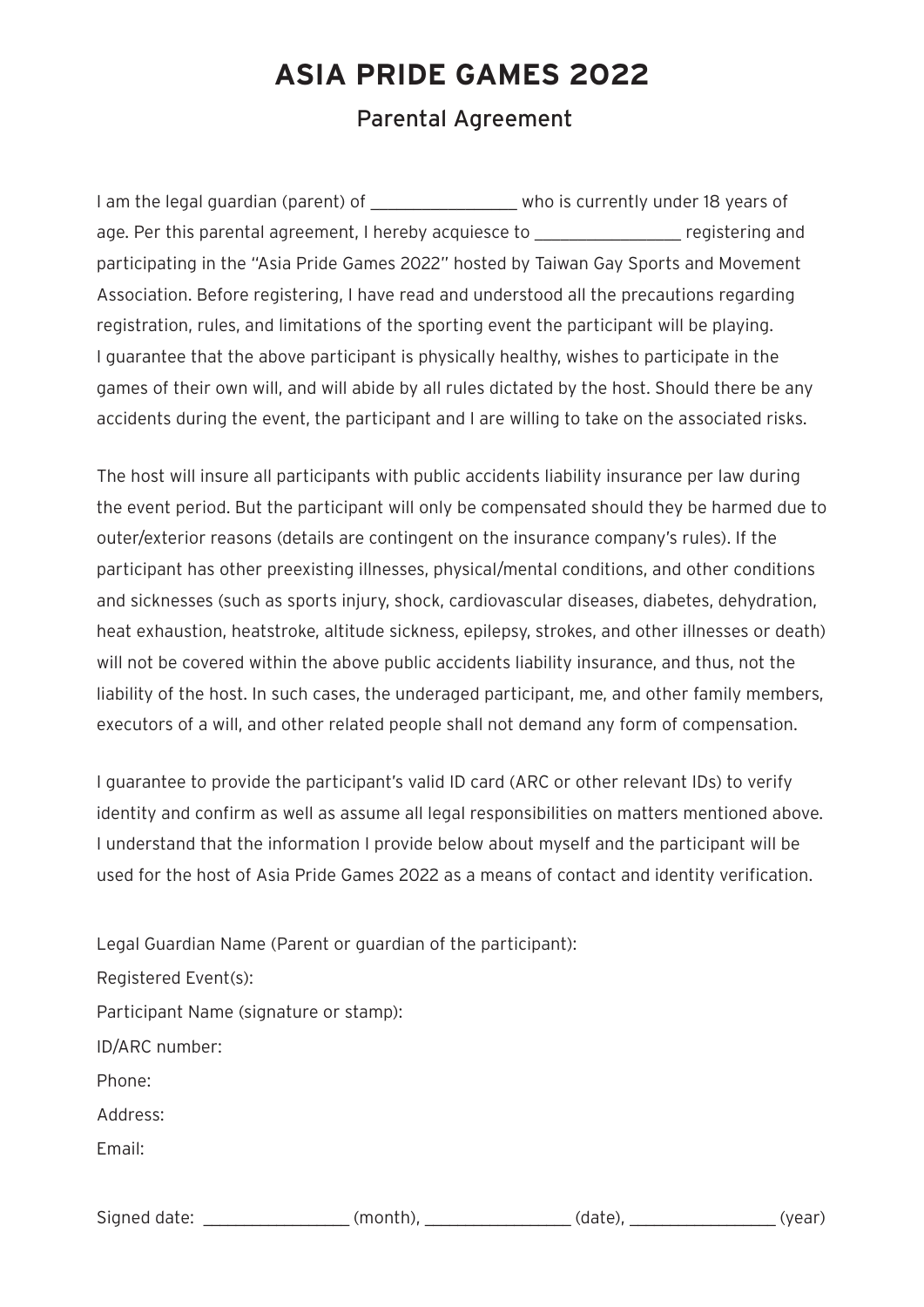# ASIA PRIDE GAMES 2022

## Parental Agreement

I am the legal guardian (parent) of ________________ who is currently under 18 years of age. Per this parental agreement, I hereby acquiesce to ________________ registering and participating in the "Asia Pride Games 2022" hosted by Taiwan Gay Sports and Movement Association. Before registering, I have read and understood all the precautions regarding registration, rules, and limitations of the sporting event the participant will be playing. I guarantee that the above participant is physically healthy, wishes to participate in the games of their own will, and will abide by all rules dictated by the host. Should there be any accidents during the event, the participant and I are willing to take on the associated risks.

The host will insure all participants with public accidents liability insurance per law during the event period. But the participant will only be compensated should they be harmed due to outer/exterior reasons (details are contingent on the insurance company's rules). If the participant has other preexisting illnesses, physical/mental conditions, and other conditions and sicknesses (such as sports injury, shock, cardiovascular diseases, diabetes, dehydration, heat exhaustion, heatstroke, altitude sickness, epilepsy, strokes, and other illnesses or death) will not be covered within the above public accidents liability insurance, and thus, not the liability of the host. In such cases, the underaged participant, me, and other family members, executors of a will, and other related people shall not demand any form of compensation.

I guarantee to provide the participant's valid ID card (ARC or other relevant IDs) to verify identity and confirm as well as assume all legal responsibilities on matters mentioned above. I understand that the information I provide below about myself and the participant will be used for the host of Asia Pride Games 2022 as a means of contact and identity verification.

Legal Guardian Name (Parent or guardian of the participant):

Registered Event(s):

Participant Name (signature or stamp):

ID/ARC number:

Phone:

Address:

Email:

Signed date: ________________ (month), ________________ (date), ________________ (year)